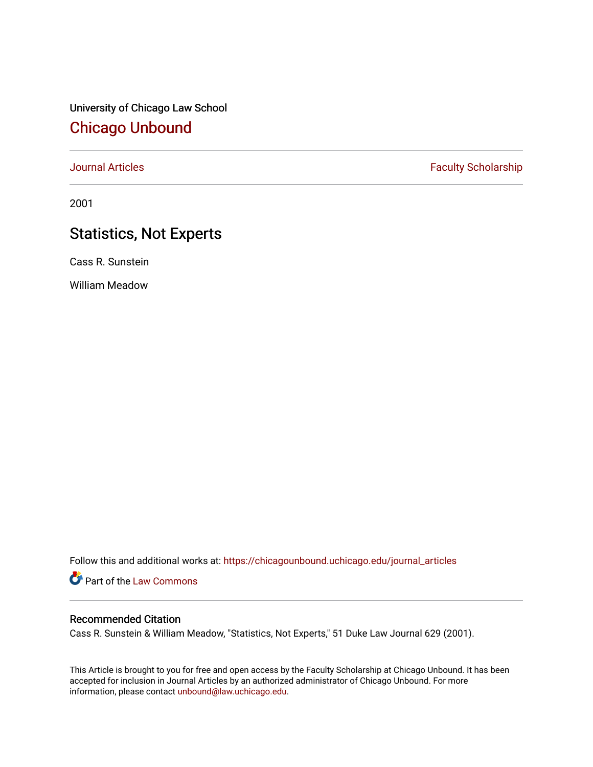University of Chicago Law School

# Chicago Unbound

Journal Articles | Faculty Scholarship

2001

## Statistics, Not Experts

Cass R. Sunstein

William Meadow

Follow this and additional works at: https://chicagounbound.uchicago.edu/journal_articles

Part of the Law Commons

### Recommended Citation

Cass R. Sunstein & William Meadow, "Statistics, Not Experts," 51 Duke Law Journal 629 (2001).

This Article is brought to you for free and open access by the Faculty Scholarship at Chicago Unbound. It has been accepted for inclusion in Journal Articles by an authorized administrator of Chicago Unbound. For more information, please contact unbound@law.uchicago.edu.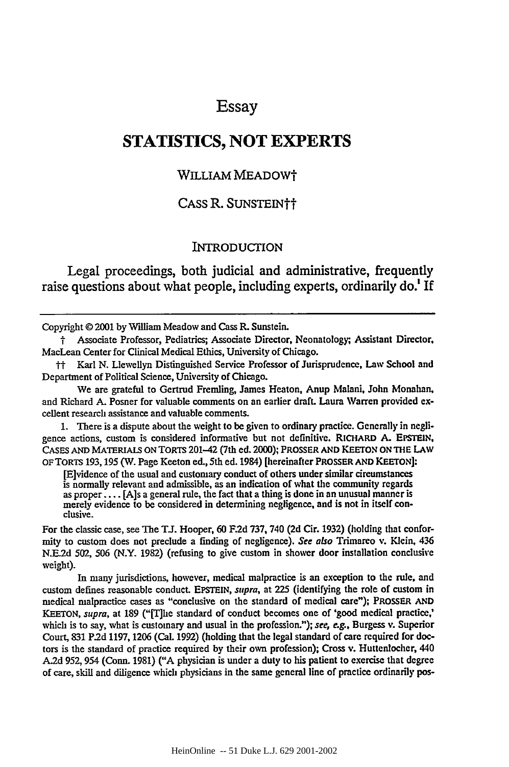# Essay

# STATISTICS, NOT EXPERTS

WILLIAM MEADOW†

CASS R. SUNSTEIN††

## INTRODUCTION

Legal proceedings, both judicial and administrative, frequently raise questions about what people, including experts, ordinarily do.[1] If

---

Copyright © 2001 by William Meadow and Cass R. Sunstein.

† Associate Professor, Pediatrics; Associate Director, Neonatology; Assistant Director, MacLean Center for Clinical Medical Ethics, University of Chicago.

†† Karl N. Llewellyn Distinguished Service Professor of Jurisprudence, Law School and Department of Political Science, University of Chicago.

We are grateful to Gertrud Fremling, James Heaton, Anup Malani, John Monahan, and Richard A. Posner for valuable comments on an earlier draft. Laura Warren provided excellent research assistance and valuable comments.

1. There is a dispute about the weight to be given to ordinary practice. Generally in negligence actions, custom is considered informative but not definitive. RICHARD A. EPSTEIN, CASES AND MATERIALS ON TORTS 201–42 (7th ed. 2000); PROSSER AND KEETON ON THE LAW OF TORTS 193, 195 (W. Page Keeton ed., 5th ed. 1984) [hereinafter PROSSER AND KEETON]:

> [E]vidence of the usual and customary conduct of others under similar circumstances is normally relevant and admissible, as an indication of what the community regards as proper . . . . [A]s a general rule, the fact that a thing is done in an unusual manner is merely evidence to be considered in determining negligence, and is not in itself conclusive.

For the classic case, see The T.J. Hooper, 60 F.2d 737, 740 (2d Cir. 1932) (holding that conformity to custom does not preclude a finding of negligence). *See also* Trimarco v. Klein, 436 N.E.2d 502, 506 (N.Y. 1982) (refusing to give custom in shower door installation conclusive weight).

In many jurisdictions, however, medical malpractice is an exception to the rule, and custom defines reasonable conduct. EPSTEIN, *supra*, at 225 (identifying the role of custom in medical malpractice cases as "conclusive on the standard of medical care"); PROSSER AND KEETON, *supra*, at 189 ("[T]he standard of conduct becomes one of 'good medical practice,' which is to say, what is customary and usual in the profession."); *see, e.g.*, Burgess v. Superior Court, 831 P.2d 1197, 1206 (Cal. 1992) (holding that the legal standard of care required for doctors is the standard of practice required by their own profession); Cross v. Huttenlocher, 440 A.2d 952, 954 (Conn. 1981) ("A physician is under a duty to his patient to exercise that degree of care, skill and diligence which physicians in the same general line of practice ordinarily pos-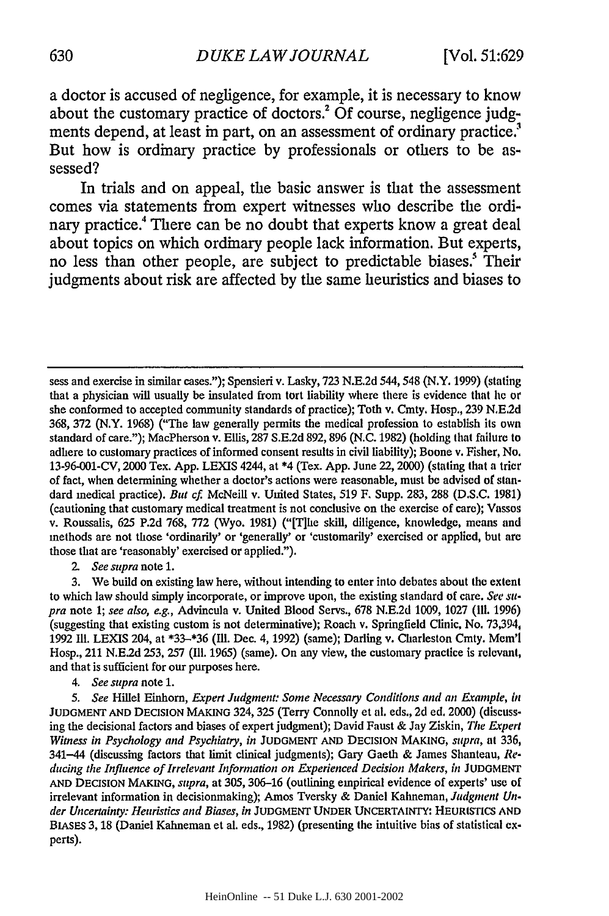a doctor is accused of negligence, for example, it is necessary to know about the customary practice of doctors.[2] Of course, negligence judgments depend, at least in part, on an assessment of ordinary practice.[3] But how is ordinary practice by professionals or others to be assessed?

In trials and on appeal, the basic answer is that the assessment comes via statements from expert witnesses who describe the ordinary practice.[4] There can be no doubt that experts know a great deal about topics on which ordinary people lack information. But experts, no less than other people, are subject to predictable biases.[5] Their judgments about risk are affected by the same heuristics and biases to

---

sess and exercise in similar cases."); Spensieri v. Lasky, 723 N.E.2d 544, 548 (N.Y. 1999) (stating that a physician will usually be insulated from tort liability where there is evidence that he or she conformed to accepted community standards of practice); Toth v. Cmty. Hosp., 239 N.E.2d 368, 372 (N.Y. 1968) ("The law generally permits the medical profession to establish its own standard of care."); MacPherson v. Ellis, 287 S.E.2d 892, 896 (N.C. 1982) (holding that failure to adhere to customary practices of informed consent results in civil liability); Boone v. Fisher, No. 13-96-001-CV, 2000 Tex. App. LEXIS 4244, at *4 (Tex. App. June 22, 2000) (stating that a trier of fact, when determining whether a doctor's actions were reasonable, must be advised of standard medical practice). *But cf.* McNeill v. United States, 519 F. Supp. 283, 288 (D.S.C. 1981) (cautioning that customary medical treatment is not conclusive on the exercise of care); Vassos v. Roussalis, 625 P.2d 768, 772 (Wyo. 1981) ("[T]he skill, diligence, knowledge, means and methods are not those 'ordinarily' or 'generally' or 'customarily' exercised or applied, but are those that are 'reasonably' exercised or applied.").

2. *See supra* note 1.

3. We build on existing law here, without intending to enter into debates about the extent to which law should simply incorporate, or improve upon, the existing standard of care. *See supra* note 1; *see also, e.g.*, Advincula v. United Blood Servs., 678 N.E.2d 1009, 1027 (Ill. 1996) (suggesting that existing custom is not determinative); Roach v. Springfield Clinic, No. 73,394, 1992 Ill. LEXIS 204, at *33–*36 (Ill. Dec. 4, 1992) (same); Darling v. Charleston Cmty. Mem'l Hosp., 211 N.E.2d 253, 257 (Ill. 1965) (same). On any view, the customary practice is relevant, and that is sufficient for our purposes here.

4. *See supra* note 1.

5. *See* Hillel Einhorn, *Expert Judgment: Some Necessary Conditions and an Example*, *in* JUDGMENT AND DECISION MAKING 324, 325 (Terry Connolly et al. eds., 2d ed. 2000) (discussing the decisional factors and biases of expert judgment); David Faust & Jay Ziskin, *The Expert Witness in Psychology and Psychiatry*, *in* JUDGMENT AND DECISION MAKING, *supra*, at 336, 341–44 (discussing factors that limit clinical judgments); Gary Gaeth & James Shanteau, *Reducing the Influence of Irrelevant Information on Experienced Decision Makers*, *in* JUDGMENT AND DECISION MAKING, *supra*, at 305, 306–16 (outlining empirical evidence of experts' use of irrelevant information in decisionmaking); Amos Tversky & Daniel Kahneman, *Judgment Under Uncertainty: Heuristics and Biases*, *in* JUDGMENT UNDER UNCERTAINTY: HEURISTICS AND BIASES 3, 18 (Daniel Kahneman et al. eds., 1982) (presenting the intuitive bias of statistical experts).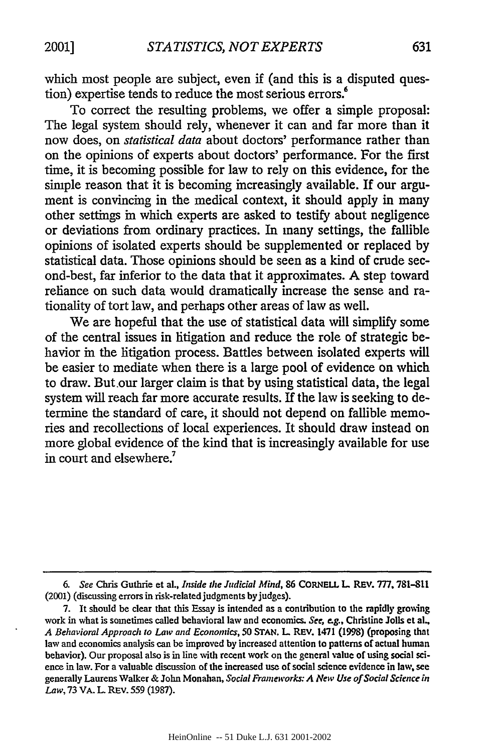which most people are subject, even if (and this is a disputed question) expertise tends to reduce the most serious errors.[6]

To correct the resulting problems, we offer a simple proposal: The legal system should rely, whenever it can and far more than it now does, on *statistical data* about doctors' performance rather than on the opinions of experts about doctors' performance. For the first time, it is becoming possible for law to rely on this evidence, for the simple reason that it is becoming increasingly available. If our argument is convincing in the medical context, it should apply in many other settings in which experts are asked to testify about negligence or deviations from ordinary practices. In many settings, the fallible opinions of isolated experts should be supplemented or replaced by statistical data. Those opinions should be seen as a kind of crude second-best, far inferior to the data that it approximates. A step toward reliance on such data would dramatically increase the sense and rationality of tort law, and perhaps other areas of law as well.

We are hopeful that the use of statistical data will simplify some of the central issues in litigation and reduce the role of strategic behavior in the litigation process. Battles between isolated experts will be easier to mediate when there is a large pool of evidence on which to draw. But our larger claim is that by using statistical data, the legal system will reach far more accurate results. If the law is seeking to determine the standard of care, it should not depend on fallible memories and recollections of local experiences. It should draw instead on more global evidence of the kind that is increasingly available for use in court and elsewhere.[7]

---

6. *See* Chris Guthrie et al., *Inside the Judicial Mind*, 86 CORNELL L. REV. 777, 781–811 (2001) (discussing errors in risk-related judgments by judges).

7. It should be clear that this Essay is intended as a contribution to the rapidly growing work in what is sometimes called behavioral law and economics. *See, e.g.*, Christine Jolls et al., *A Behavioral Approach to Law and Economics*, 50 STAN. L. REV. 1471 (1998) (proposing that law and economics analysis can be improved by increased attention to patterns of actual human behavior). Our proposal also is in line with recent work on the general value of using social science in law. For a valuable discussion of the increased use of social science evidence in law, see generally Laurens Walker & John Monahan, *Social Frameworks: A New Use of Social Science in Law*, 73 VA. L. REV. 559 (1987).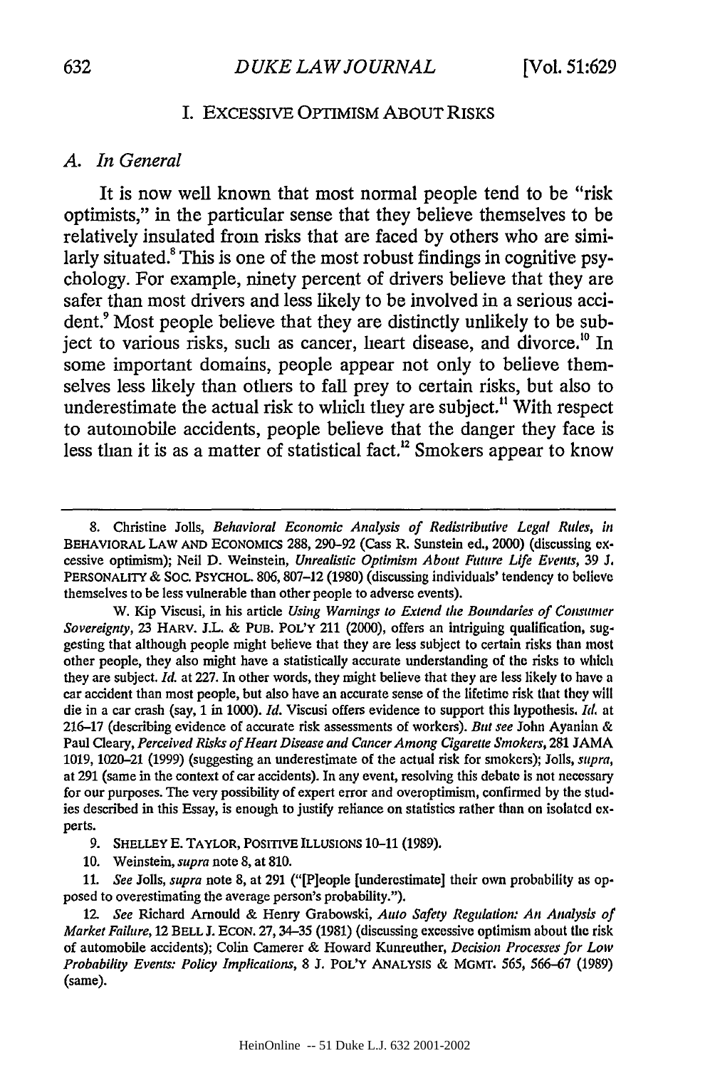## I. EXCESSIVE OPTIMISM ABOUT RISKS

### A. *In General*

It is now well known that most normal people tend to be "risk optimists," in the particular sense that they believe themselves to be relatively insulated from risks that are faced by others who are similarly situated.[8] This is one of the most robust findings in cognitive psychology. For example, ninety percent of drivers believe that they are safer than most drivers and less likely to be involved in a serious accident.[9] Most people believe that they are distinctly unlikely to be subject to various risks, such as cancer, heart disease, and divorce.[10] In some important domains, people appear not only to believe themselves less likely than others to fall prey to certain risks, but also to underestimate the actual risk to which they are subject.[11] With respect to automobile accidents, people believe that the danger they face is less than it is as a matter of statistical fact.[12] Smokers appear to know

---

8. Christine Jolls, *Behavioral Economic Analysis of Redistributive Legal Rules*, *in* BEHAVIORAL LAW AND ECONOMICS 288, 290–92 (Cass R. Sunstein ed., 2000) (discussing excessive optimism); Neil D. Weinstein, *Unrealistic Optimism About Future Life Events*, 39 J. PERSONALITY & SOC. PSYCHOL. 806, 807–12 (1980) (discussing individuals' tendency to believe themselves to be less vulnerable than other people to adverse events).

W. Kip Viscusi, in his article *Using Warnings to Extend the Boundaries of Consumer Sovereignty*, 23 HARV. J.L. & PUB. POL'Y 211 (2000), offers an intriguing qualification, suggesting that although people might believe that they are less subject to certain risks than most other people, they also might have a statistically accurate understanding of the risks to which they are subject. *Id.* at 227. In other words, they might believe that they are less likely to have a car accident than most people, but also have an accurate sense of the lifetime risk that they will die in a car crash (say, 1 in 1000). *Id.* Viscusi offers evidence to support this hypothesis. *Id.* at 216–17 (describing evidence of accurate risk assessments of workers). *But see* John Ayanian & Paul Cleary, *Perceived Risks of Heart Disease and Cancer Among Cigarette Smokers*, 281 JAMA 1019, 1020–21 (1999) (suggesting an underestimate of the actual risk for smokers); Jolls, *supra*, at 291 (same in the context of car accidents). In any event, resolving this debate is not necessary for our purposes. The very possibility of expert error and overoptimism, confirmed by the studies described in this Essay, is enough to justify reliance on statistics rather than on isolated experts.

9. SHELLEY E. TAYLOR, POSITIVE ILLUSIONS 10–11 (1989).

10. Weinstein, *supra* note 8, at 810.

11. *See* Jolls, *supra* note 8, at 291 ("[P]eople [underestimate] their own probability as opposed to overestimating the average person's probability.").

12. *See* Richard Arnould & Henry Grabowski, *Auto Safety Regulation: An Analysis of Market Failure*, 12 BELL J. ECON. 27, 34–35 (1981) (discussing excessive optimism about the risk of automobile accidents); Colin Camerer & Howard Kunreuther, *Decision Processes for Low Probability Events: Policy Implications*, 8 J. POL'Y ANALYSIS & MGMT. 565, 566–67 (1989) (same).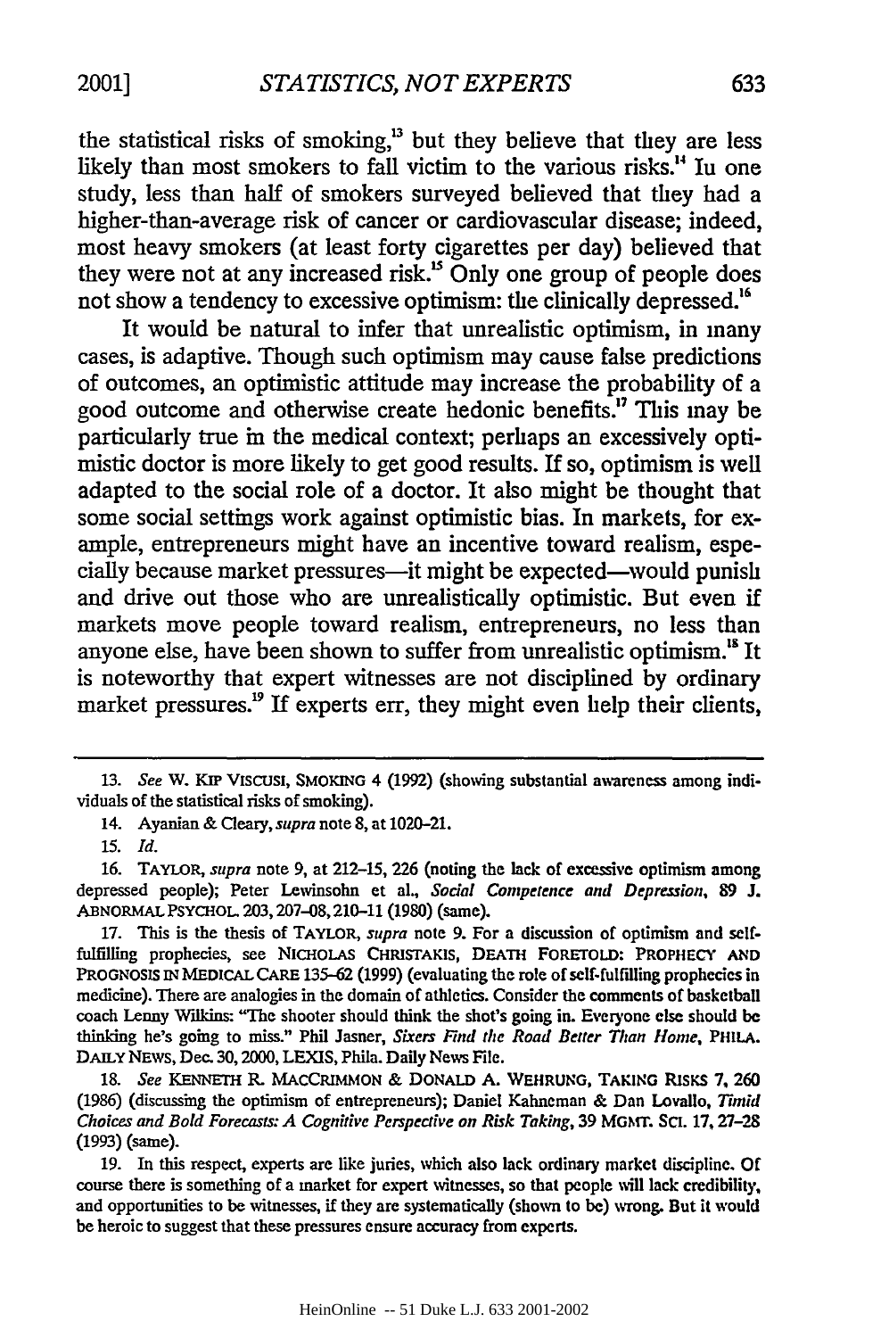the statistical risks of smoking,[13] but they believe that they are less likely than most smokers to fall victim to the various risks.[14] In one study, less than half of smokers surveyed believed that they had a higher-than-average risk of cancer or cardiovascular disease; indeed, most heavy smokers (at least forty cigarettes per day) believed that they were not at any increased risk.[15] Only one group of people does not show a tendency to excessive optimism: the clinically depressed.[16]

It would be natural to infer that unrealistic optimism, in many cases, is adaptive. Though such optimism may cause false predictions of outcomes, an optimistic attitude may increase the probability of a good outcome and otherwise create hedonic benefits.[17] This may be particularly true in the medical context; perhaps an excessively optimistic doctor is more likely to get good results. If so, optimism is well adapted to the social role of a doctor. It also might be thought that some social settings work against optimistic bias. In markets, for example, entrepreneurs might have an incentive toward realism, especially because market pressures—it might be expected—would punish and drive out those who are unrealistically optimistic. But even if markets move people toward realism, entrepreneurs, no less than anyone else, have been shown to suffer from unrealistic optimism.[18] It is noteworthy that expert witnesses are not disciplined by ordinary market pressures.[19] If experts err, they might even help their clients,

---

13. *See* W. KIP VISCUSI, SMOKING 4 (1992) (showing substantial awareness among individuals of the statistical risks of smoking).

14. Ayanian & Cleary, *supra* note 8, at 1020–21.

15. *Id.*

16. TAYLOR, *supra* note 9, at 212–15, 226 (noting the lack of excessive optimism among depressed people); Peter Lewinsohn et al., *Social Competence and Depression*, 89 J. ABNORMAL PSYCHOL. 203, 207–08, 210–11 (1980) (same).

17. This is the thesis of TAYLOR, *supra* note 9. For a discussion of optimism and self-fulfilling prophecies, see NICHOLAS CHRISTAKIS, DEATH FORETOLD: PROPHECY AND PROGNOSIS IN MEDICAL CARE 135–62 (1999) (evaluating the role of self-fulfilling prophecies in medicine). There are analogies in the domain of athletics. Consider the comments of basketball coach Lenny Wilkins: "The shooter should think the shot's going in. Everyone else should be thinking he's going to miss." Phil Jasner, *Sixers Find the Road Better Than Home*, PHILA. DAILY NEWS, Dec. 30, 2000, LEXIS, Phila. Daily News File.

18. *See* KENNETH R. MACCRIMMON & DONALD A. WEHRUNG, TAKING RISKS 7, 260 (1986) (discussing the optimism of entrepreneurs); Daniel Kahneman & Dan Lovallo, *Timid Choices and Bold Forecasts: A Cognitive Perspective on Risk Taking*, 39 MGMT. SCI. 17, 27–28 (1993) (same).

19. In this respect, experts are like juries, which also lack ordinary market discipline. Of course there is something of a market for expert witnesses, so that people will lack credibility, and opportunities to be witnesses, if they are systematically (shown to be) wrong. But it would be heroic to suggest that these pressures ensure accuracy from experts.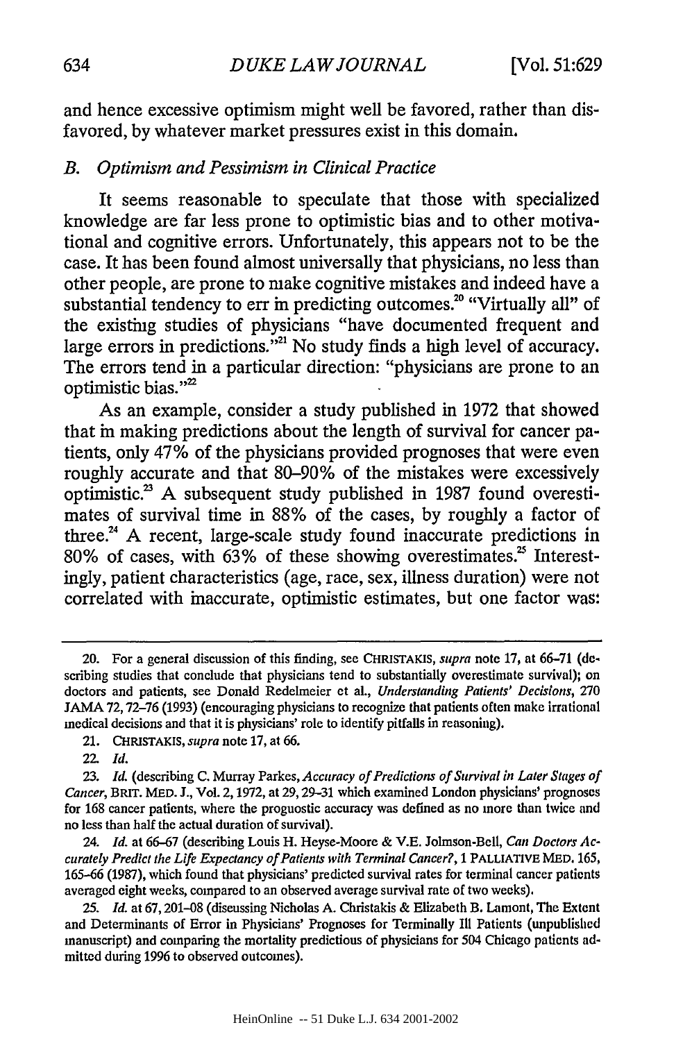and hence excessive optimism might well be favored, rather than disfavored, by whatever market pressures exist in this domain.

### *B. Optimism and Pessimism in Clinical Practice*

It seems reasonable to speculate that those with specialized knowledge are far less prone to optimistic bias and to other motivational and cognitive errors. Unfortunately, this appears not to be the case. It has been found almost universally that physicians, no less than other people, are prone to make cognitive mistakes and indeed have a substantial tendency to err in predicting outcomes.[20] "Virtually all" of the existing studies of physicians "have documented frequent and large errors in predictions."[21] No study finds a high level of accuracy. The errors tend in a particular direction: "physicians are prone to an optimistic bias."[22]

As an example, consider a study published in 1972 that showed that in making predictions about the length of survival for cancer patients, only 47% of the physicians provided prognoses that were even roughly accurate and that 80–90% of the mistakes were excessively optimistic.[23] A subsequent study published in 1987 found overestimates of survival time in 88% of the cases, by roughly a factor of three.[24] A recent, large-scale study found inaccurate predictions in 80% of cases, with 63% of these showing overestimates.[25] Interestingly, patient characteristics (age, race, sex, illness duration) were not correlated with inaccurate, optimistic estimates, but one factor was:

---

20. For a general discussion of this finding, see CHRISTAKIS, *supra* note 17, at 66–71 (describing studies that conclude that physicians tend to substantially overestimate survival); on doctors and patients, see Donald Redelmeier et al., *Understanding Patients' Decisions*, 270 JAMA 72, 72–76 (1993) (encouraging physicians to recognize that patients often make irrational medical decisions and that it is physicians' role to identify pitfalls in reasoning).

21. CHRISTAKIS, *supra* note 17, at 66.

22. *Id.*

23. *Id.* (describing C. Murray Parkes, *Accuracy of Predictions of Survival in Later Stages of Cancer*, BRIT. MED. J., Vol. 2, 1972, at 29, 29–31 which examined London physicians' prognoses for 168 cancer patients, where the prognostic accuracy was defined as no more than twice and no less than half the actual duration of survival).

24. *Id.* at 66–67 (describing Louis H. Heyse-Moore & V.E. Johnson-Bell, *Can Doctors Accurately Predict the Life Expectancy of Patients with Terminal Cancer?*, 1 PALLIATIVE MED. 165, 165–66 (1987), which found that physicians' predicted survival rates for terminal cancer patients averaged eight weeks, compared to an observed average survival rate of two weeks).

25. *Id.* at 67, 201–08 (discussing Nicholas A. Christakis & Elizabeth B. Lamont, The Extent and Determinants of Error in Physicians' Prognoses for Terminally Ill Patients (unpublished manuscript) and comparing the mortality predictions of physicians for 504 Chicago patients admitted during 1996 to observed outcomes).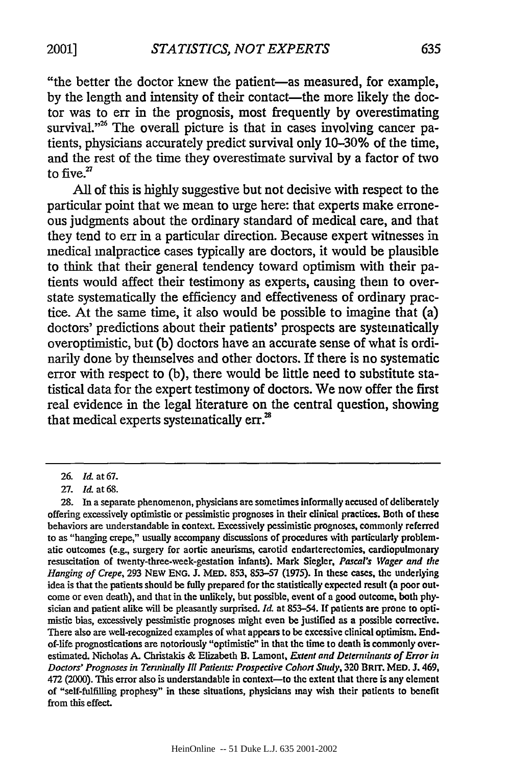"the better the doctor knew the patient—as measured, for example, by the length and intensity of their contact—the more likely the doctor was to err in the prognosis, most frequently by overestimating survival."[26] The overall picture is that in cases involving cancer patients, physicians accurately predict survival only 10–30% of the time, and the rest of the time they overestimate survival by a factor of two to five.[27]

All of this is highly suggestive but not decisive with respect to the particular point that we mean to urge here: that experts make erroneous judgments about the ordinary standard of medical care, and that they tend to err in a particular direction. Because expert witnesses in medical malpractice cases typically are doctors, it would be plausible to think that their general tendency toward optimism with their patients would affect their testimony as experts, causing them to overstate systematically the efficiency and effectiveness of ordinary practice. At the same time, it also would be possible to imagine that (a) doctors' predictions about their patients' prospects are systematically overoptimistic, but (b) doctors have an accurate sense of what is ordinarily done by themselves and other doctors. If there is no systematic error with respect to (b), there would be little need to substitute statistical data for the expert testimony of doctors. We now offer the first real evidence in the legal literature on the central question, showing that medical experts systematically err.[28]

---

26. *Id.* at 67.

27. *Id.* at 68.

28. In a separate phenomenon, physicians are sometimes informally accused of deliberately offering excessively optimistic or pessimistic prognoses in their clinical practices. Both of these behaviors are understandable in context. Excessively pessimistic prognoses, commonly referred to as "hanging crepe," usually accompany discussions of procedures with particularly problematic outcomes (e.g., surgery for aortic aneurisms, carotid endarterectomies, cardiopulmonary resuscitation of twenty-three-week-gestation infants). Mark Siegler, *Pascal's Wager and the Hanging of Crepe*, 293 NEW ENG. J. MED. 853, 853–57 (1975). In these cases, the underlying idea is that the patients should be fully prepared for the statistically expected result (a poor outcome or even death), and that in the unlikely, but possible, event of a good outcome, both physician and patient alike will be pleasantly surprised. *Id.* at 853–54. If patients are prone to optimistic bias, excessively pessimistic prognoses might even be justified as a possible corrective. There also are well-recognized examples of what appears to be excessive clinical optimism. End-of-life prognostications are notoriously "optimistic" in that the time to death is commonly overestimated. Nicholas A. Christakis & Elizabeth B. Lamont, *Extent and Determinants of Error in Doctors' Prognoses in Terminally Ill Patients: Prospective Cohort Study*, 320 BRIT. MED. J. 469, 472 (2000). This error also is understandable in context—to the extent that there is any element of "self-fulfilling prophesy" in these situations, physicians may wish their patients to benefit from this effect.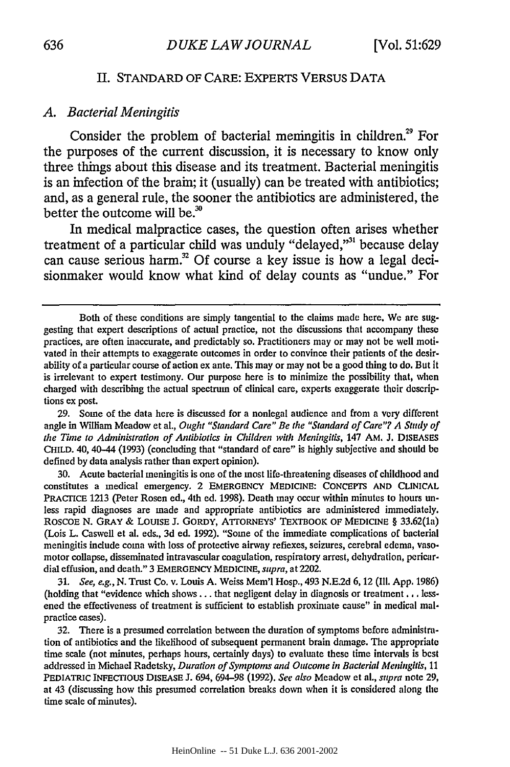## II. STANDARD OF CARE: EXPERTS VERSUS DATA

### A. *Bacterial Meningitis*

Consider the problem of bacterial meningitis in children.[29] For the purposes of the current discussion, it is necessary to know only three things about this disease and its treatment. Bacterial meningitis is an infection of the brain; it (usually) can be treated with antibiotics; and, as a general rule, the sooner the antibiotics are administered, the better the outcome will be.[30]

In medical malpractice cases, the question often arises whether treatment of a particular child was unduly "delayed,"[31] because delay can cause serious harm.[32] Of course a key issue is how a legal decisionmaker would know what kind of delay counts as "undue." For

---

Both of these conditions are simply tangential to the claims made here. We are suggesting that expert descriptions of actual practice, not the discussions that accompany these practices, are often inaccurate, and predictably so. Practitioners may or may not be well motivated in their attempts to exaggerate outcomes in order to convince their patients of the desirability of a particular course of action ex ante. This may or may not be a good thing to do. But it is irrelevant to expert testimony. Our purpose here is to minimize the possibility that, when charged with describing the actual spectrum of clinical care, experts exaggerate their descriptions ex post.

29. Some of the data here is discussed for a nonlegal audience and from a very different angle in William Meadow et al., *Ought "Standard Care" Be the "Standard of Care"? A Study of the Time to Administration of Antibiotics in Children with Meningitis*, 147 AM. J. DISEASES CHILD. 40, 40–44 (1993) (concluding that "standard of care" is highly subjective and should be defined by data analysis rather than expert opinion).

30. Acute bacterial meningitis is one of the most life-threatening diseases of childhood and constitutes a medical emergency. 2 EMERGENCY MEDICINE: CONCEPTS AND CLINICAL PRACTICE 1213 (Peter Rosen ed., 4th ed. 1998). Death may occur within minutes to hours unless rapid diagnoses are made and appropriate antibiotics are administered immediately. ROSCOE N. GRAY & LOUISE J. GORDY, ATTORNEYS' TEXTBOOK OF MEDICINE § 33.62(1a) (Lois L. Caswell et al. eds., 3d ed. 1992). "Some of the immediate complications of bacterial meningitis include coma with loss of protective airway reflexes, seizures, cerebral edema, vasomotor collapse, disseminated intravascular coagulation, respiratory arrest, dehydration, pericardial effusion, and death." 3 EMERGENCY MEDICINE, *supra*, at 2202.

31. *See, e.g.*, N. Trust Co. v. Louis A. Weiss Mem'l Hosp., 493 N.E.2d 6, 12 (Ill. App. 1986) (holding that "evidence which shows . . . that negligent delay in diagnosis or treatment . . . lessened the effectiveness of treatment is sufficient to establish proximate cause" in medical malpractice cases).

32. There is a presumed correlation between the duration of symptoms before administration of antibiotics and the likelihood of subsequent permanent brain damage. The appropriate time scale (not minutes, perhaps hours, certainly days) to evaluate these time intervals is best addressed in Michael Radetsky, *Duration of Symptoms and Outcome in Bacterial Meningitis*, 11 PEDIATRIC INFECTIOUS DISEASE J. 694, 694–98 (1992). *See also* Meadow et al., *supra* note 29, at 43 (discussing how this presumed correlation breaks down when it is considered along the time scale of minutes).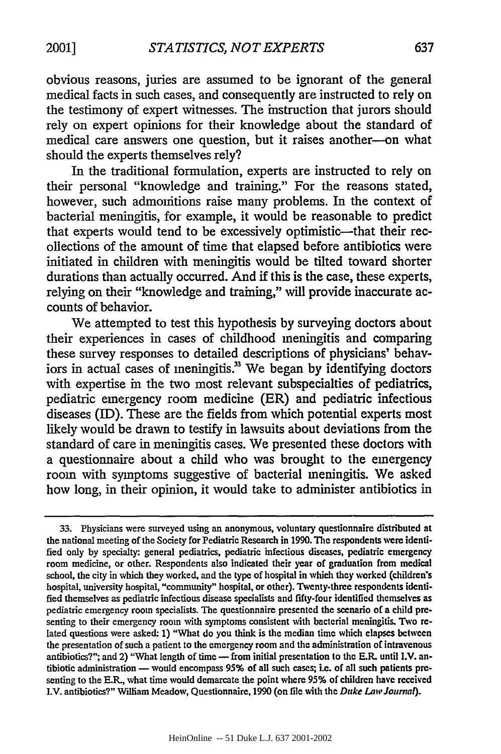obvious reasons, juries are assumed to be ignorant of the general medical facts in such cases, and consequently are instructed to rely on the testimony of expert witnesses. The instruction that jurors should rely on expert opinions for their knowledge about the standard of medical care answers one question, but it raises another—on what should the experts themselves rely?

In the traditional formulation, experts are instructed to rely on their personal "knowledge and training." For the reasons stated, however, such admonitions raise many problems. In the context of bacterial meningitis, for example, it would be reasonable to predict that experts would tend to be excessively optimistic—that their recollections of the amount of time that elapsed before antibiotics were initiated in children with meningitis would be tilted toward shorter durations than actually occurred. And if this is the case, these experts, relying on their "knowledge and training," will provide inaccurate accounts of behavior.

We attempted to test this hypothesis by surveying doctors about their experiences in cases of childhood meningitis and comparing these survey responses to detailed descriptions of physicians' behaviors in actual cases of meningitis.[33] We began by identifying doctors with expertise in the two most relevant subspecialties of pediatrics, pediatric emergency room medicine (ER) and pediatric infectious diseases (ID). These are the fields from which potential experts most likely would be drawn to testify in lawsuits about deviations from the standard of care in meningitis cases. We presented these doctors with a questionnaire about a child who was brought to the emergency room with symptoms suggestive of bacterial meningitis. We asked how long, in their opinion, it would take to administer antibiotics in

---

33. Physicians were surveyed using an anonymous, voluntary questionnaire distributed at the national meeting of the Society for Pediatric Research in 1990. The respondents were identified only by specialty: general pediatrics, pediatric infectious diseases, pediatric emergency room medicine, or other. Respondents also indicated their year of graduation from medical school, the city in which they worked, and the type of hospital in which they worked (children's hospital, university hospital, "community" hospital, or other). Twenty-three respondents identified themselves as pediatric infectious disease specialists and fifty-four identified themselves as pediatric emergency room specialists. The questionnaire presented the scenario of a child presenting to their emergency room with symptoms consistent with bacterial meningitis. Two related questions were asked: 1) "What do you think is the median time which elapses between the presentation of such a patient to the emergency room and the administration of intravenous antibiotics?"; and 2) "What length of time — from initial presentation to the E.R. until I.V. antibiotic administration — would encompass 95% of all such cases; i.e. of all such patients presenting to the E.R., what time would demarcate the point where 95% of children have received I.V. antibiotics?" William Meadow, Questionnaire, 1990 (on file with the *Duke Law Journal*).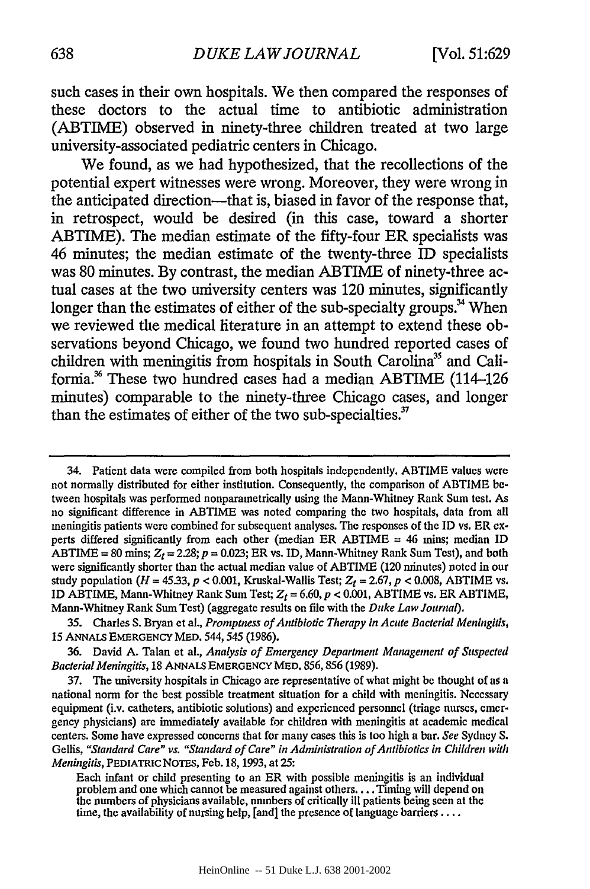such cases in their own hospitals. We then compared the responses of these doctors to the actual time to antibiotic administration (ABTIME) observed in ninety-three children treated at two large university-associated pediatric centers in Chicago.

We found, as we had hypothesized, that the recollections of the potential expert witnesses were wrong. Moreover, they were wrong in the anticipated direction—that is, biased in favor of the response that, in retrospect, would be desired (in this case, toward a shorter ABTIME). The median estimate of the fifty-four ER specialists was 46 minutes; the median estimate of the twenty-three ID specialists was 80 minutes. By contrast, the median ABTIME of ninety-three actual cases at the two university centers was 120 minutes, significantly longer than the estimates of either of the sub-specialty groups.[34] When we reviewed the medical literature in an attempt to extend these observations beyond Chicago, we found two hundred reported cases of children with meningitis from hospitals in South Carolina[35] and California.[36] These two hundred cases had a median ABTIME (114–126 minutes) comparable to the ninety-three Chicago cases, and longer than the estimates of either of the two sub-specialties.[37]

---

34. Patient data were compiled from both hospitals independently. ABTIME values were not normally distributed for either institution. Consequently, the comparison of ABTIME between hospitals was performed nonparametrically using the Mann-Whitney Rank Sum test. As no significant difference in ABTIME was noted comparing the two hospitals, data from all meningitis patients were combined for subsequent analyses. The responses of the ID vs. ER experts differed significantly from each other (median ER ABTIME = 46 mins; median ID ABTIME = 80 mins; $Z_t = 2.28$; $p = 0.023$; ER vs. ID, Mann-Whitney Rank Sum Test), and both were significantly shorter than the actual median value of ABTIME (120 minutes) noted in our study population ($H = 45.33$, $p < 0.001$, Kruskal-Wallis Test; $Z_t = 2.67$, $p < 0.008$, ABTIME vs. ID ABTIME, Mann-Whitney Rank Sum Test; $Z_t = 6.60$, $p < 0.001$, ABTIME vs. ER ABTIME, Mann-Whitney Rank Sum Test) (aggregate results on file with the *Duke Law Journal*).

35. Charles S. Bryan et al., *Promptness of Antibiotic Therapy in Acute Bacterial Meningitis*, 15 ANNALS EMERGENCY MED. 544, 545 (1986).

36. David A. Talan et al., *Analysis of Emergency Department Management of Suspected Bacterial Meningitis*, 18 ANNALS EMERGENCY MED. 856, 856 (1989).

37. The university hospitals in Chicago are representative of what might be thought of as a national norm for the best possible treatment situation for a child with meningitis. Necessary equipment (i.v. catheters, antibiotic solutions) and experienced personnel (triage nurses, emergency physicians) are immediately available for children with meningitis at academic medical centers. Some have expressed concerns that for many cases this is too high a bar. *See* Sydney S. Gellis, *"Standard Care" vs. "Standard of Care" in Administration of Antibiotics in Children with Meningitis*, PEDIATRIC NOTES, Feb. 18, 1993, at 25:

> Each infant or child presenting to an ER with possible meningitis is an individual problem and one which cannot be measured against others. . . . Timing will depend on the numbers of physicians available, numbers of critically ill patients being seen at the time, the availability of nursing help, [and] the presence of language barriers . . . .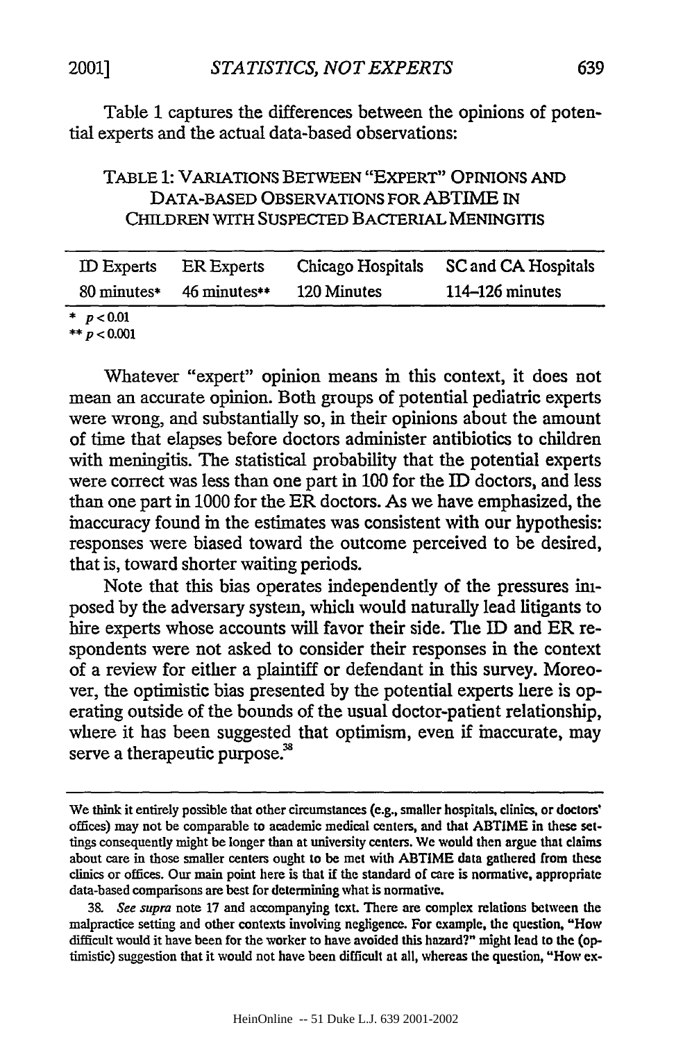Table 1 captures the differences between the opinions of potential experts and the actual data-based observations:

TABLE 1: VARIATIONS BETWEEN "EXPERT" OPINIONS AND DATA-BASED OBSERVATIONS FOR ABTIME IN CHILDREN WITH SUSPECTED BACTERIAL MENINGITIS

| ID Experts | ER Experts | Chicago Hospitals | SC and CA Hospitals |
|---|---|---|---|
| 80 minutes* | 46 minutes** | 120 Minutes | 114–126 minutes |

\* $p < 0.01$
\*\* $p < 0.001$

Whatever "expert" opinion means in this context, it does not mean an accurate opinion. Both groups of potential pediatric experts were wrong, and substantially so, in their opinions about the amount of time that elapses before doctors administer antibiotics to children with meningitis. The statistical probability that the potential experts were correct was less than one part in 100 for the ID doctors, and less than one part in 1000 for the ER doctors. As we have emphasized, the inaccuracy found in the estimates was consistent with our hypothesis: responses were biased toward the outcome perceived to be desired, that is, toward shorter waiting periods.

Note that this bias operates independently of the pressures imposed by the adversary system, which would naturally lead litigants to hire experts whose accounts will favor their side. The ID and ER respondents were not asked to consider their responses in the context of a review for either a plaintiff or defendant in this survey. Moreover, the optimistic bias presented by the potential experts here is operating outside of the bounds of the usual doctor-patient relationship, where it has been suggested that optimism, even if inaccurate, may serve a therapeutic purpose.[38]

---

We think it entirely possible that other circumstances (e.g., smaller hospitals, clinics, or doctors' offices) may not be comparable to academic medical centers, and that ABTIME in these settings consequently might be longer than at university centers. We would then argue that claims about care in those smaller centers ought to be met with ABTIME data gathered from these clinics or offices. Our main point here is that if the standard of care is normative, appropriate data-based comparisons are best for determining what is normative.

38. *See supra* note 17 and accompanying text. There are complex relations between the malpractice setting and other contexts involving negligence. For example, the question, "How difficult would it have been for the worker to have avoided this hazard?" might lead to the (optimistic) suggestion that it would not have been difficult at all, whereas the question, "How ex-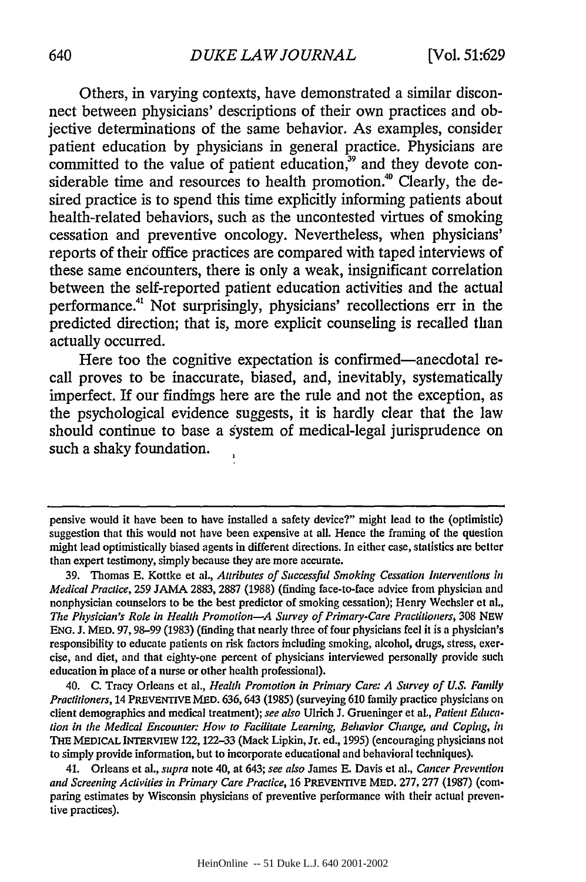Others, in varying contexts, have demonstrated a similar disconnect between physicians' descriptions of their own practices and objective determinations of the same behavior. As examples, consider patient education by physicians in general practice. Physicians are committed to the value of patient education,[39] and they devote considerable time and resources to health promotion.[40] Clearly, the desired practice is to spend this time explicitly informing patients about health-related behaviors, such as the uncontested virtues of smoking cessation and preventive oncology. Nevertheless, when physicians' reports of their office practices are compared with taped interviews of these same encounters, there is only a weak, insignificant correlation between the self-reported patient education activities and the actual performance.[41] Not surprisingly, physicians' recollections err in the predicted direction; that is, more explicit counseling is recalled than actually occurred.

Here too the cognitive expectation is confirmed—anecdotal recall proves to be inaccurate, biased, and, inevitably, systematically imperfect. If our findings here are the rule and not the exception, as the psychological evidence suggests, it is hardly clear that the law should continue to base a system of medical-legal jurisprudence on such a shaky foundation.

---

pensive would it have been to have installed a safety device?" might lead to the (optimistic) suggestion that this would not have been expensive at all. Hence the framing of the question might lead optimistically biased agents in different directions. In either case, statistics are better than expert testimony, simply because they are more accurate.

39. Thomas E. Kottke et al., *Attributes of Successful Smoking Cessation Interventions in Medical Practice*, 259 JAMA 2883, 2887 (1988) (finding face-to-face advice from physician and nonphysician counselors to be the best predictor of smoking cessation); Henry Wechsler et al., *The Physician's Role in Health Promotion—A Survey of Primary-Care Practitioners*, 308 NEW ENG. J. MED. 97, 98–99 (1983) (finding that nearly three of four physicians feel it is a physician's responsibility to educate patients on risk factors including smoking, alcohol, drugs, stress, exercise, and diet, and that eighty-one percent of physicians interviewed personally provide such education in place of a nurse or other health professional).

40. C. Tracy Orleans et al., *Health Promotion in Primary Care: A Survey of U.S. Family Practitioners*, 14 PREVENTIVE MED. 636, 643 (1985) (surveying 610 family practice physicians on client demographics and medical treatment); *see also* Ulrich J. Grueninger et al., *Patient Education in the Medical Encounter: How to Facilitate Learning, Behavior Change, and Coping*, *in* THE MEDICAL INTERVIEW 122, 122–33 (Mack Lipkin, Jr. ed., 1995) (encouraging physicians not to simply provide information, but to incorporate educational and behavioral techniques).

41. Orleans et al., *supra* note 40, at 643; *see also* James E. Davis et al., *Cancer Prevention and Screening Activities in Primary Care Practice*, 16 PREVENTIVE MED. 277, 277 (1987) (comparing estimates by Wisconsin physicians of preventive performance with their actual preventive practices).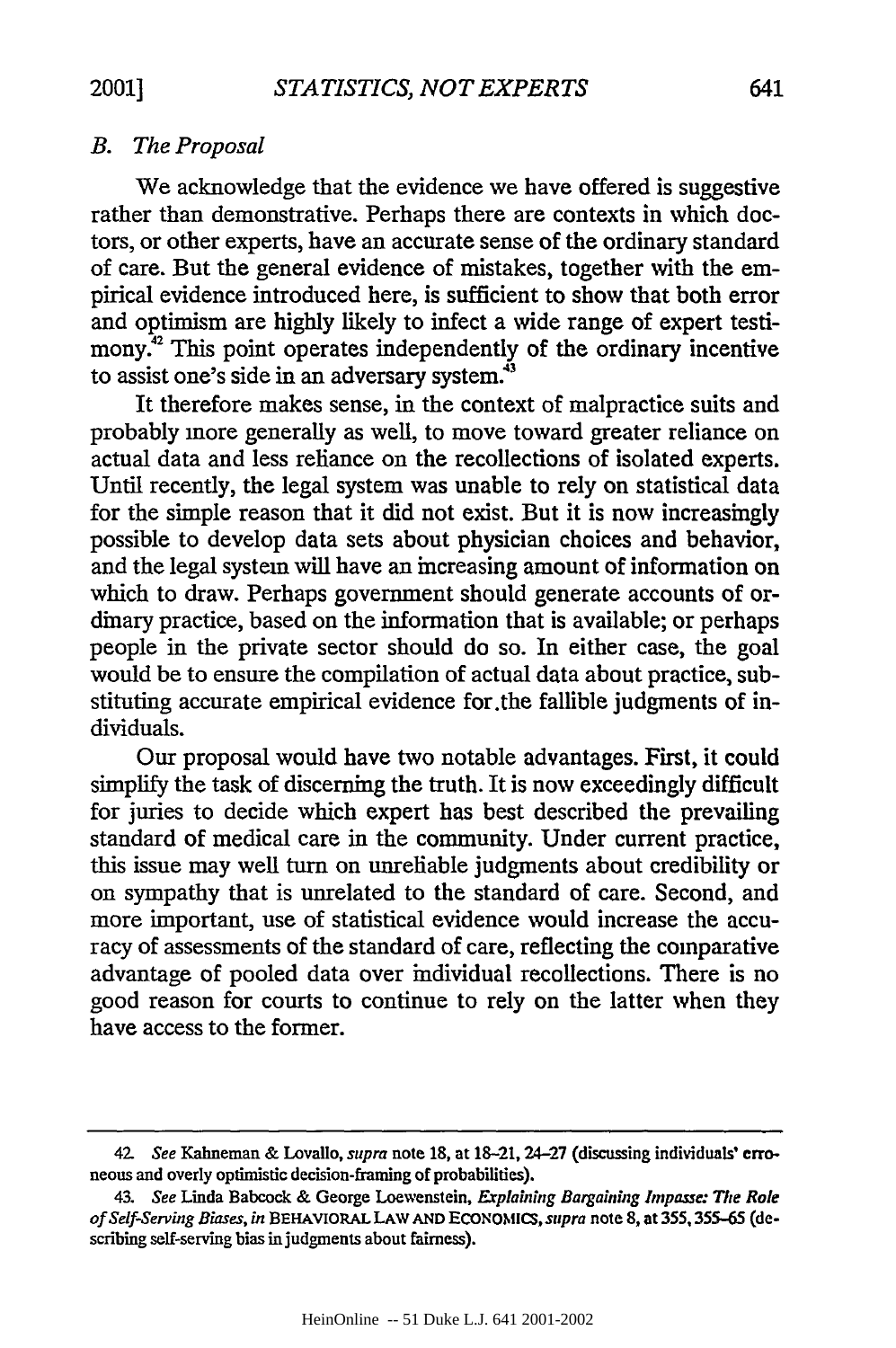### *B. The Proposal*

We acknowledge that the evidence we have offered is suggestive rather than demonstrative. Perhaps there are contexts in which doctors, or other experts, have an accurate sense of the ordinary standard of care. But the general evidence of mistakes, together with the empirical evidence introduced here, is sufficient to show that both error and optimism are highly likely to infect a wide range of expert testimony.[42] This point operates independently of the ordinary incentive to assist one's side in an adversary system.[43]

It therefore makes sense, in the context of malpractice suits and probably more generally as well, to move toward greater reliance on actual data and less reliance on the recollections of isolated experts. Until recently, the legal system was unable to rely on statistical data for the simple reason that it did not exist. But it is now increasingly possible to develop data sets about physician choices and behavior, and the legal system will have an increasing amount of information on which to draw. Perhaps government should generate accounts of ordinary practice, based on the information that is available; or perhaps people in the private sector should do so. In either case, the goal would be to ensure the compilation of actual data about practice, substituting accurate empirical evidence for the fallible judgments of individuals.

Our proposal would have two notable advantages. First, it could simplify the task of discerning the truth. It is now exceedingly difficult for juries to decide which expert has best described the prevailing standard of medical care in the community. Under current practice, this issue may well turn on unreliable judgments about credibility or on sympathy that is unrelated to the standard of care. Second, and more important, use of statistical evidence would increase the accuracy of assessments of the standard of care, reflecting the comparative advantage of pooled data over individual recollections. There is no good reason for courts to continue to rely on the latter when they have access to the former.

---

42. *See* Kahneman & Lovallo, *supra* note 18, at 18–21, 24–27 (discussing individuals' erroneous and overly optimistic decision-framing of probabilities).

43. *See* Linda Babcock & George Loewenstein, *Explaining Bargaining Impasse: The Role of Self-Serving Biases*, *in* BEHAVIORAL LAW AND ECONOMICS, *supra* note 8, at 355, 355–65 (describing self-serving bias in judgments about fairness).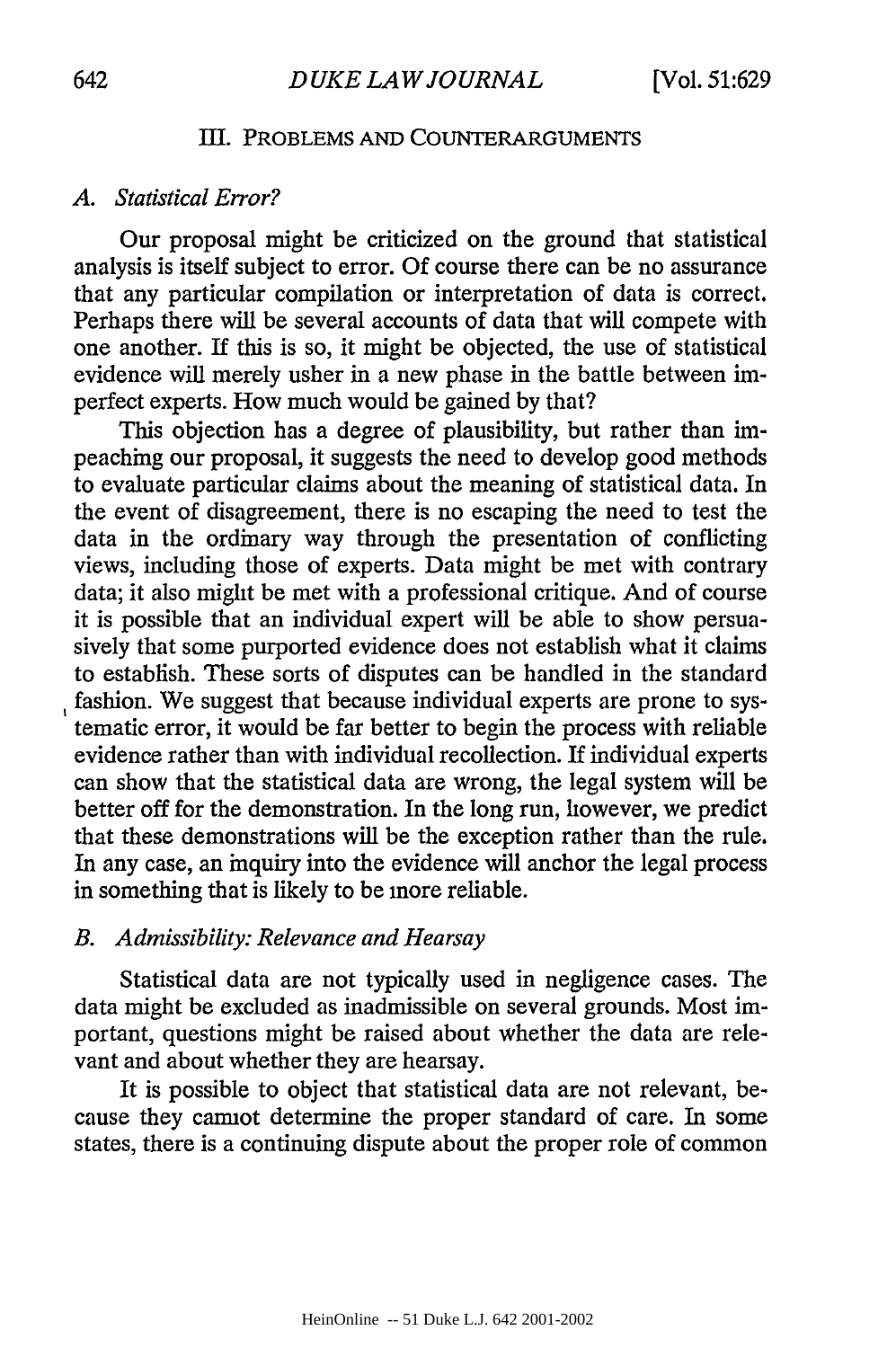## III. PROBLEMS AND COUNTERARGUMENTS

### *A. Statistical Error?*

Our proposal might be criticized on the ground that statistical analysis is itself subject to error. Of course there can be no assurance that any particular compilation or interpretation of data is correct. Perhaps there will be several accounts of data that will compete with one another. If this is so, it might be objected, the use of statistical evidence will merely usher in a new phase in the battle between imperfect experts. How much would be gained by that?

This objection has a degree of plausibility, but rather than impeaching our proposal, it suggests the need to develop good methods to evaluate particular claims about the meaning of statistical data. In the event of disagreement, there is no escaping the need to test the data in the ordinary way through the presentation of conflicting views, including those of experts. Data might be met with contrary data; it also might be met with a professional critique. And of course it is possible that an individual expert will be able to show persuasively that some purported evidence does not establish what it claims to establish. These sorts of disputes can be handled in the standard fashion. We suggest that because individual experts are prone to systematic error, it would be far better to begin the process with reliable evidence rather than with individual recollection. If individual experts can show that the statistical data are wrong, the legal system will be better off for the demonstration. In the long run, however, we predict that these demonstrations will be the exception rather than the rule. In any case, an inquiry into the evidence will anchor the legal process in something that is likely to be more reliable.

### *B. Admissibility: Relevance and Hearsay*

Statistical data are not typically used in negligence cases. The data might be excluded as inadmissible on several grounds. Most important, questions might be raised about whether the data are relevant and about whether they are hearsay.

It is possible to object that statistical data are not relevant, because they cannot determine the proper standard of care. In some states, there is a continuing dispute about the proper role of common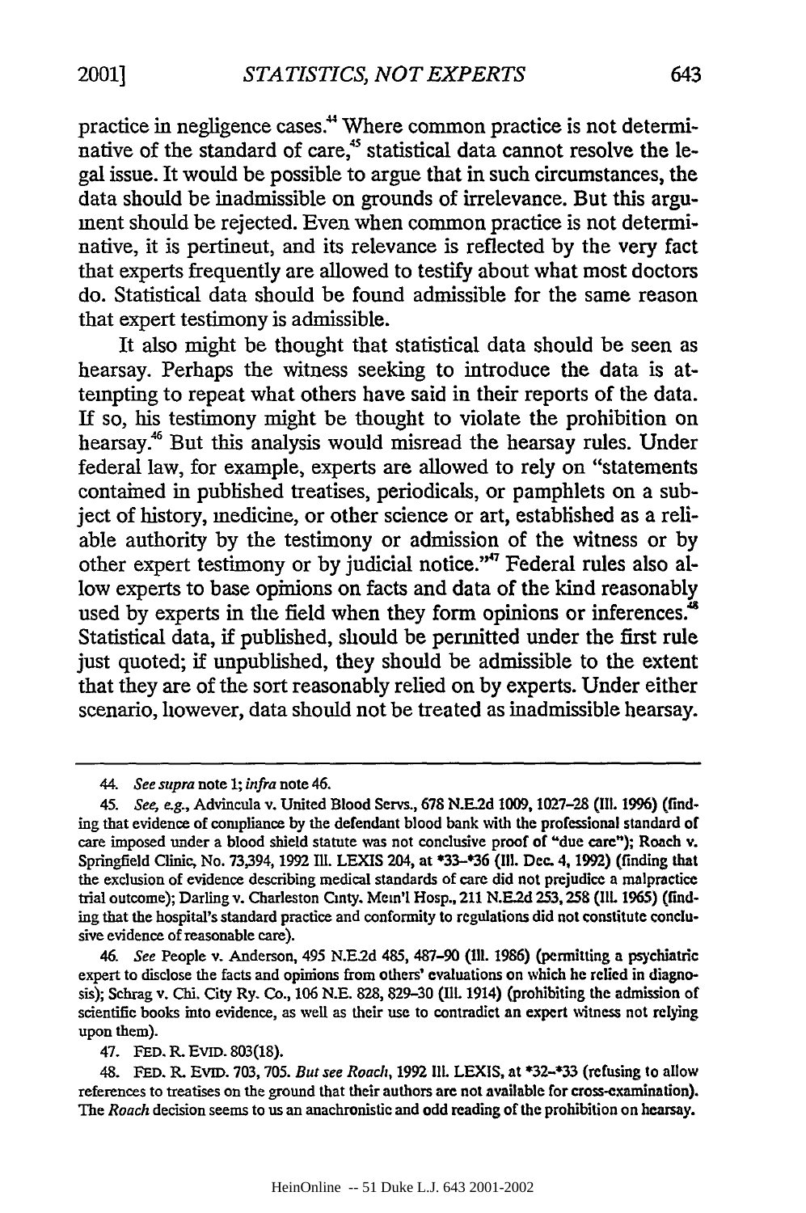practice in negligence cases.[44] Where common practice is not determinative of the standard of care,[45] statistical data cannot resolve the legal issue. It would be possible to argue that in such circumstances, the data should be inadmissible on grounds of irrelevance. But this argument should be rejected. Even when common practice is not determinative, it is pertinent, and its relevance is reflected by the very fact that experts frequently are allowed to testify about what most doctors do. Statistical data should be found admissible for the same reason that expert testimony is admissible.

It also might be thought that statistical data should be seen as hearsay. Perhaps the witness seeking to introduce the data is attempting to repeat what others have said in their reports of the data. If so, his testimony might be thought to violate the prohibition on hearsay.[46] But this analysis would misread the hearsay rules. Under federal law, for example, experts are allowed to rely on "statements contained in published treatises, periodicals, or pamphlets on a subject of history, medicine, or other science or art, established as a reliable authority by the testimony or admission of the witness or by other expert testimony or by judicial notice."[47] Federal rules also allow experts to base opinions on facts and data of the kind reasonably used by experts in the field when they form opinions or inferences.[48] Statistical data, if published, should be permitted under the first rule just quoted; if unpublished, they should be admissible to the extent that they are of the sort reasonably relied on by experts. Under either scenario, however, data should not be treated as inadmissible hearsay.

---

44. *See supra* note 1; *infra* note 46.

45. *See, e.g.*, Advincula v. United Blood Servs., 678 N.E.2d 1009, 1027–28 (Ill. 1996) (finding that evidence of compliance by the defendant blood bank with the professional standard of care imposed under a blood shield statute was not conclusive proof of "due care"); Roach v. Springfield Clinic, No. 73,394, 1992 Ill. LEXIS 204, at *33–*36 (Ill. Dec. 4, 1992) (finding that the exclusion of evidence describing medical standards of care did not prejudice a malpractice trial outcome); Darling v. Charleston Cmty. Mem'l Hosp., 211 N.E.2d 253, 258 (Ill. 1965) (finding that the hospital's standard practice and conformity to regulations did not constitute conclusive evidence of reasonable care).

46. *See* People v. Anderson, 495 N.E.2d 485, 487–90 (Ill. 1986) (permitting a psychiatric expert to disclose the facts and opinions from others' evaluations on which he relied in diagnosis); Schrag v. Chi. City Ry. Co., 106 N.E. 828, 829–30 (Ill. 1914) (prohibiting the admission of scientific books into evidence, as well as their use to contradict an expert witness not relying upon them).

47. FED. R. EVID. 803(18).

48. FED. R. EVID. 703, 705. *But see Roach*, 1992 Ill. LEXIS, at *32–*33 (refusing to allow references to treatises on the ground that their authors are not available for cross-examination). The *Roach* decision seems to us an anachronistic and odd reading of the prohibition on hearsay.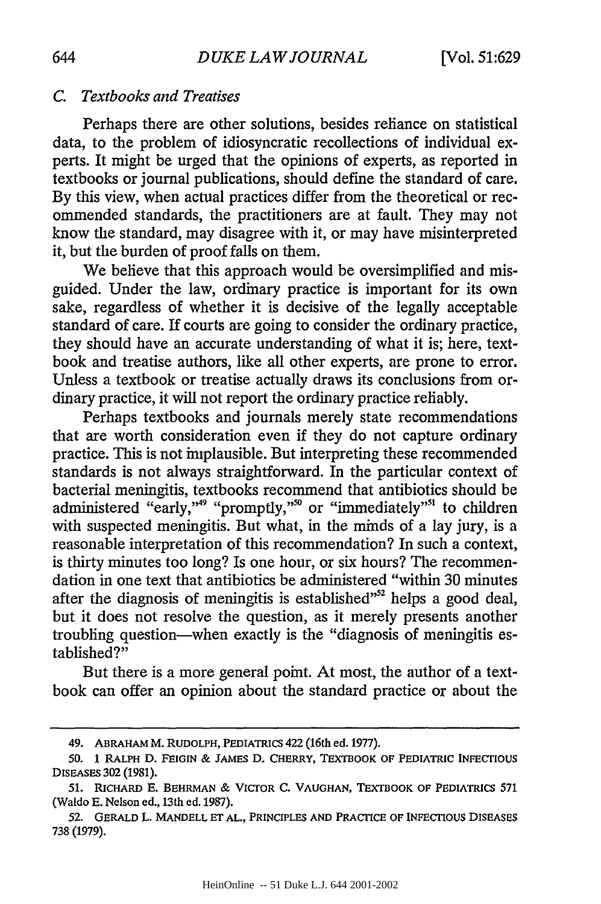### *C. Textbooks and Treatises*

Perhaps there are other solutions, besides reliance on statistical data, to the problem of idiosyncratic recollections of individual experts. It might be urged that the opinions of experts, as reported in textbooks or journal publications, should define the standard of care. By this view, when actual practices differ from the theoretical or recommended standards, the practitioners are at fault. They may not know the standard, may disagree with it, or may have misinterpreted it, but the burden of proof falls on them.

We believe that this approach would be oversimplified and misguided. Under the law, ordinary practice is important for its own sake, regardless of whether it is decisive of the legally acceptable standard of care. If courts are going to consider the ordinary practice, they should have an accurate understanding of what it is; here, textbook and treatise authors, like all other experts, are prone to error. Unless a textbook or treatise actually draws its conclusions from ordinary practice, it will not report the ordinary practice reliably.

Perhaps textbooks and journals merely state recommendations that are worth consideration even if they do not capture ordinary practice. This is not implausible. But interpreting these recommended standards is not always straightforward. In the particular context of bacterial meningitis, textbooks recommend that antibiotics should be administered "early,"[49] "promptly,"[50] or "immediately"[51] to children with suspected meningitis. But what, in the minds of a lay jury, is a reasonable interpretation of this recommendation? In such a context, is thirty minutes too long? Is one hour, or six hours? The recommendation in one text that antibiotics be administered "within 30 minutes after the diagnosis of meningitis is established"[52] helps a good deal, but it does not resolve the question, as it merely presents another troubling question—when exactly is the "diagnosis of meningitis established?"

But there is a more general point. At most, the author of a textbook can offer an opinion about the standard practice or about the

---

49. ABRAHAM M. RUDOLPH, PEDIATRICS 422 (16th ed. 1977).

50. 1 RALPH D. FEIGIN & JAMES D. CHERRY, TEXTBOOK OF PEDIATRIC INFECTIOUS DISEASES 302 (1981).

51. RICHARD E. BEHRMAN & VICTOR C. VAUGHAN, TEXTBOOK OF PEDIATRICS 571 (Waldo E. Nelson ed., 13th ed. 1987).

52. GERALD L. MANDELL ET AL., PRINCIPLES AND PRACTICE OF INFECTIOUS DISEASES 738 (1979).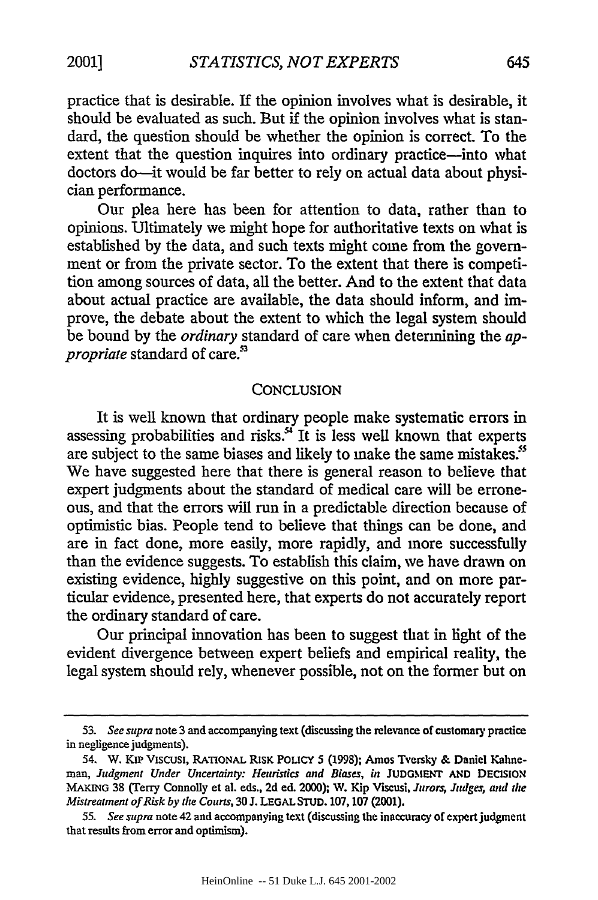practice that is desirable. If the opinion involves what is desirable, it should be evaluated as such. But if the opinion involves what is standard, the question should be whether the opinion is correct. To the extent that the question inquires into ordinary practice—into what doctors do—it would be far better to rely on actual data about physician performance.

Our plea here has been for attention to data, rather than to opinions. Ultimately we might hope for authoritative texts on what is established by the data, and such texts might come from the government or from the private sector. To the extent that there is competition among sources of data, all the better. And to the extent that data about actual practice are available, the data should inform, and improve, the debate about the extent to which the legal system should be bound by the *ordinary* standard of care when determining the *appropriate* standard of care.[53]

## CONCLUSION

It is well known that ordinary people make systematic errors in assessing probabilities and risks.[54] It is less well known that experts are subject to the same biases and likely to make the same mistakes.[55] We have suggested here that there is general reason to believe that expert judgments about the standard of medical care will be erroneous, and that the errors will run in a predictable direction because of optimistic bias. People tend to believe that things can be done, and are in fact done, more easily, more rapidly, and more successfully than the evidence suggests. To establish this claim, we have drawn on existing evidence, highly suggestive on this point, and on more particular evidence, presented here, that experts do not accurately report the ordinary standard of care.

Our principal innovation has been to suggest that in light of the evident divergence between expert beliefs and empirical reality, the legal system should rely, whenever possible, not on the former but on

---

53. *See supra* note 3 and accompanying text (discussing the relevance of customary practice in negligence judgments).

54. W. KIP VISCUSI, RATIONAL RISK POLICY 5 (1998); Amos Tversky & Daniel Kahneman, *Judgment Under Uncertainty: Heuristics and Biases*, *in* JUDGMENT AND DECISION MAKING 38 (Terry Connolly et al. eds., 2d ed. 2000); W. Kip Viscusi, *Jurors, Judges, and the Mistreatment of Risk by the Courts*, 30 J. LEGAL STUD. 107, 107 (2001).

55. *See supra* note 42 and accompanying text (discussing the inaccuracy of expert judgment that results from error and optimism).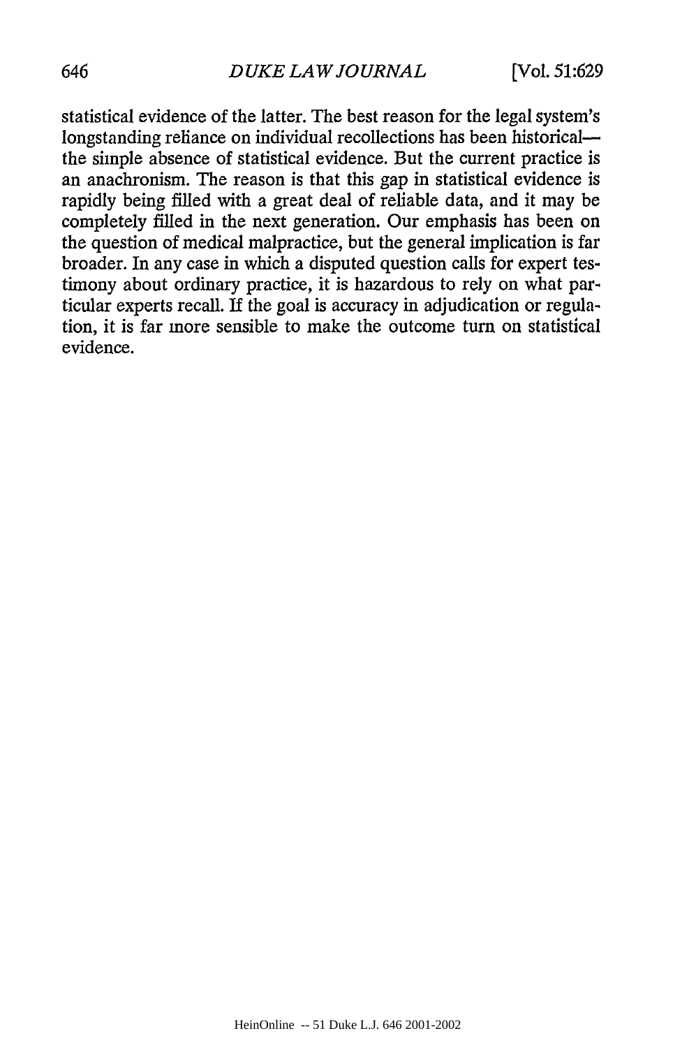statistical evidence of the latter. The best reason for the legal system's longstanding reliance on individual recollections has been historical—the simple absence of statistical evidence. But the current practice is an anachronism. The reason is that this gap in statistical evidence is rapidly being filled with a great deal of reliable data, and it may be completely filled in the next generation. Our emphasis has been on the question of medical malpractice, but the general implication is far broader. In any case in which a disputed question calls for expert testimony about ordinary practice, it is hazardous to rely on what particular experts recall. If the goal is accuracy in adjudication or regulation, it is far more sensible to make the outcome turn on statistical evidence.